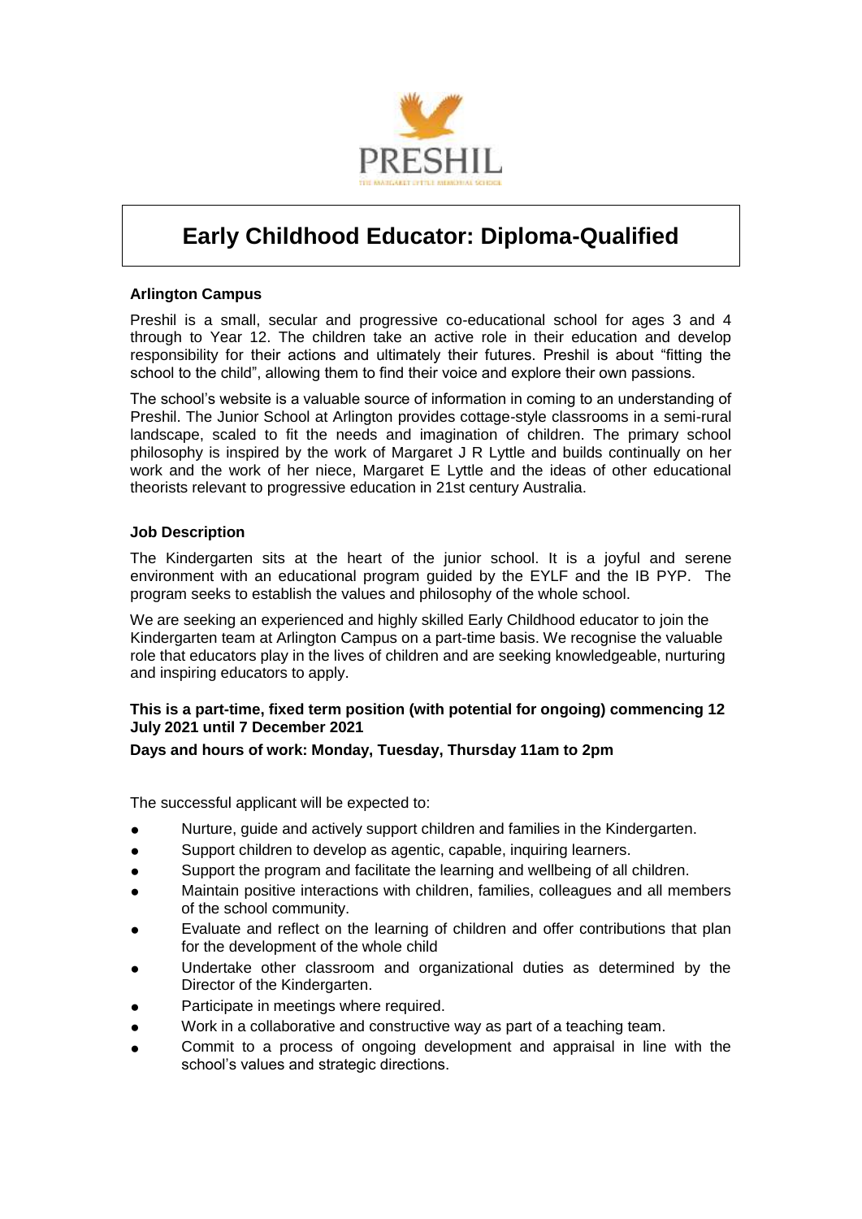PRESHIL

THE MARGARET LYTTLE MEMORIAL SCHOOL

# Early Childhood Educator: Diploma-Qualified

### Arlington Campus

Preshil is a small, secular and progressive co-educational school for ages 3 and 4 through to Year 12. The children take an active role in their education and develop responsibility for their actions and ultimately their futures. Preshil is about "fitting the school to the child", allowing them to find their voice and explore their own passions.

The school's website is a valuable source of information in coming to an understanding of Preshil. The Junior School at Arlington provides cottage-style classrooms in a semi-rural landscape, scaled to fit the needs and imagination of children. The primary school philosophy is inspired by the work of Margaret J R Lyttle and builds continually on her work and the work of her niece, Margaret E Lyttle and the ideas of other educational theorists relevant to progressive education in 21st century Australia.

### Job Description

The Kindergarten sits at the heart of the junior school. It is a joyful and serene environment with an educational program guided by the EYLF and the IB PYP. The program seeks to establish the values and philosophy of the whole school.

We are seeking an experienced and highly skilled Early Childhood educator to join the Kindergarten team at Arlington Campus on a part-time basis. We recognise the valuable role that educators play in the lives of children and are seeking knowledgeable, nurturing and inspiring educators to apply.

**This is a part-time, fixed term position (with potential for ongoing) commencing 12 July 2021 until 7 December 2021**

**Days and hours of work: Monday, Tuesday, Thursday 11am to 2pm**

The successful applicant will be expected to:

- Nurture, guide and actively support children and families in the Kindergarten.
- Support children to develop as agentic, capable, inquiring learners.
- Support the program and facilitate the learning and wellbeing of all children.
- Maintain positive interactions with children, families, colleagues and all members of the school community.
- Evaluate and reflect on the learning of children and offer contributions that plan for the development of the whole child
- Undertake other classroom and organizational duties as determined by the Director of the Kindergarten.
- Participate in meetings where required.
- Work in a collaborative and constructive way as part of a teaching team.
- Commit to a process of ongoing development and appraisal in line with the school's values and strategic directions.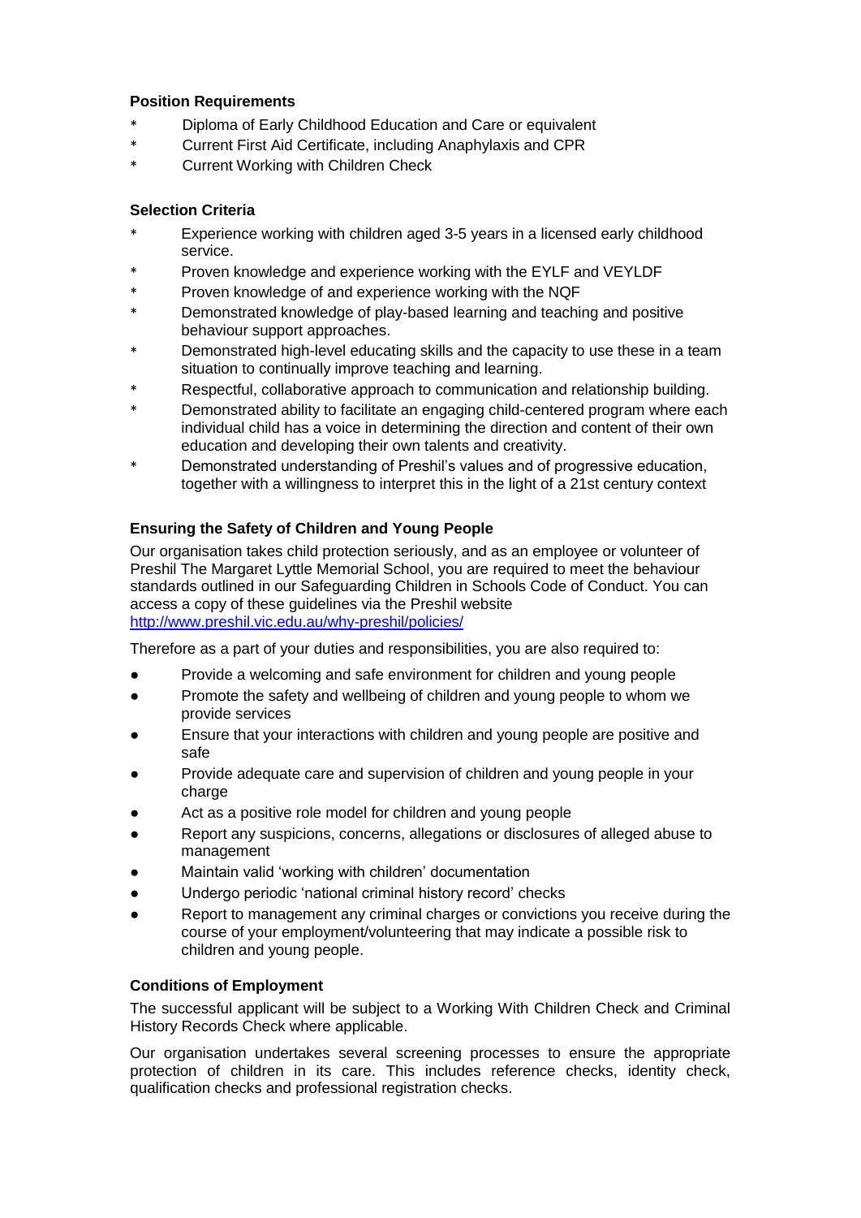**Position Requirements**

- Diploma of Early Childhood Education and Care or equivalent
- Current First Aid Certificate, including Anaphylaxis and CPR
- Current Working with Children Check

**Selection Criteria**

- Experience working with children aged 3-5 years in a licensed early childhood service.
- Proven knowledge and experience working with the EYLF and VEYLDF
- Proven knowledge of and experience working with the NQF
- Demonstrated knowledge of play-based learning and teaching and positive behaviour support approaches.
- Demonstrated high-level educating skills and the capacity to use these in a team situation to continually improve teaching and learning.
- Respectful, collaborative approach to communication and relationship building.
- Demonstrated ability to facilitate an engaging child-centered program where each individual child has a voice in determining the direction and content of their own education and developing their own talents and creativity.
- Demonstrated understanding of Preshil's values and of progressive education, together with a willingness to interpret this in the light of a 21st century context

**Ensuring the Safety of Children and Young People**

Our organisation takes child protection seriously, and as an employee or volunteer of Preshil The Margaret Lyttle Memorial School, you are required to meet the behaviour standards outlined in our Safeguarding Children in Schools Code of Conduct. You can access a copy of these guidelines via the Preshil website http://www.preshil.vic.edu.au/why-preshil/policies/

Therefore as a part of your duties and responsibilities, you are also required to:

- Provide a welcoming and safe environment for children and young people
- Promote the safety and wellbeing of children and young people to whom we provide services
- Ensure that your interactions with children and young people are positive and safe
- Provide adequate care and supervision of children and young people in your charge
- Act as a positive role model for children and young people
- Report any suspicions, concerns, allegations or disclosures of alleged abuse to management
- Maintain valid 'working with children' documentation
- Undergo periodic 'national criminal history record' checks
- Report to management any criminal charges or convictions you receive during the course of your employment/volunteering that may indicate a possible risk to children and young people.

**Conditions of Employment**

The successful applicant will be subject to a Working With Children Check and Criminal History Records Check where applicable.

Our organisation undertakes several screening processes to ensure the appropriate protection of children in its care. This includes reference checks, identity check, qualification checks and professional registration checks.